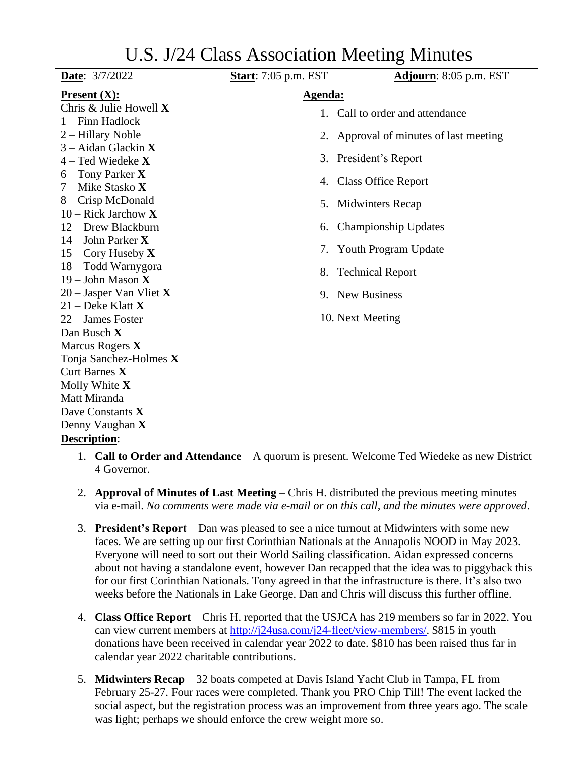# U.S. J/24 Class Association Meeting Minutes

| **Date**: 3/7/2022 | **Start**: 7:05 p.m. EST | **Adjourn**: 8:05 p.m. EST |
|---|---|---|

**Present (X):**

Chris & Julie Howell **X**
1 – Finn Hadlock
2 – Hillary Noble
3 – Aidan Glackin **X**
4 – Ted Wiedeke **X**
6 – Tony Parker **X**
7 – Mike Stasko **X**
8 – Crisp McDonald
10 – Rick Jarchow **X**
12 – Drew Blackburn
14 – John Parker **X**
15 – Cory Huseby **X**
18 – Todd Warnygora
19 – John Mason **X**
20 – Jasper Van Vliet **X**
21 – Deke Klatt **X**
22 – James Foster
Dan Busch **X**
Marcus Rogers **X**
Tonja Sanchez-Holmes **X**
Curt Barnes **X**
Molly White **X**
Matt Miranda
Dave Constants **X**
Denny Vaughan **X**

**Agenda:**

1. Call to order and attendance
2. Approval of minutes of last meeting
3. President's Report
4. Class Office Report
5. Midwinters Recap
6. Championship Updates
7. Youth Program Update
8. Technical Report
9. New Business
10. Next Meeting

**Description**:

1. **Call to Order and Attendance** – A quorum is present. Welcome Ted Wiedeke as new District 4 Governor.
2. **Approval of Minutes of Last Meeting** – Chris H. distributed the previous meeting minutes via e-mail. *No comments were made via e-mail or on this call, and the minutes were approved.*
3. **President's Report** – Dan was pleased to see a nice turnout at Midwinters with some new faces. We are setting up our first Corinthian Nationals at the Annapolis NOOD in May 2023. Everyone will need to sort out their World Sailing classification. Aidan expressed concerns about not having a standalone event, however Dan recapped that the idea was to piggyback this for our first Corinthian Nationals. Tony agreed in that the infrastructure is there. It's also two weeks before the Nationals in Lake George. Dan and Chris will discuss this further offline.
4. **Class Office Report** – Chris H. reported that the USJCA has 219 members so far in 2022. You can view current members at http://j24usa.com/j24-fleet/view-members/. $815 in youth donations have been received in calendar year 2022 to date. $810 has been raised thus far in calendar year 2022 charitable contributions.
5. **Midwinters Recap** – 32 boats competed at Davis Island Yacht Club in Tampa, FL from February 25-27. Four races were completed. Thank you PRO Chip Till! The event lacked the social aspect, but the registration process was an improvement from three years ago. The scale was light; perhaps we should enforce the crew weight more so.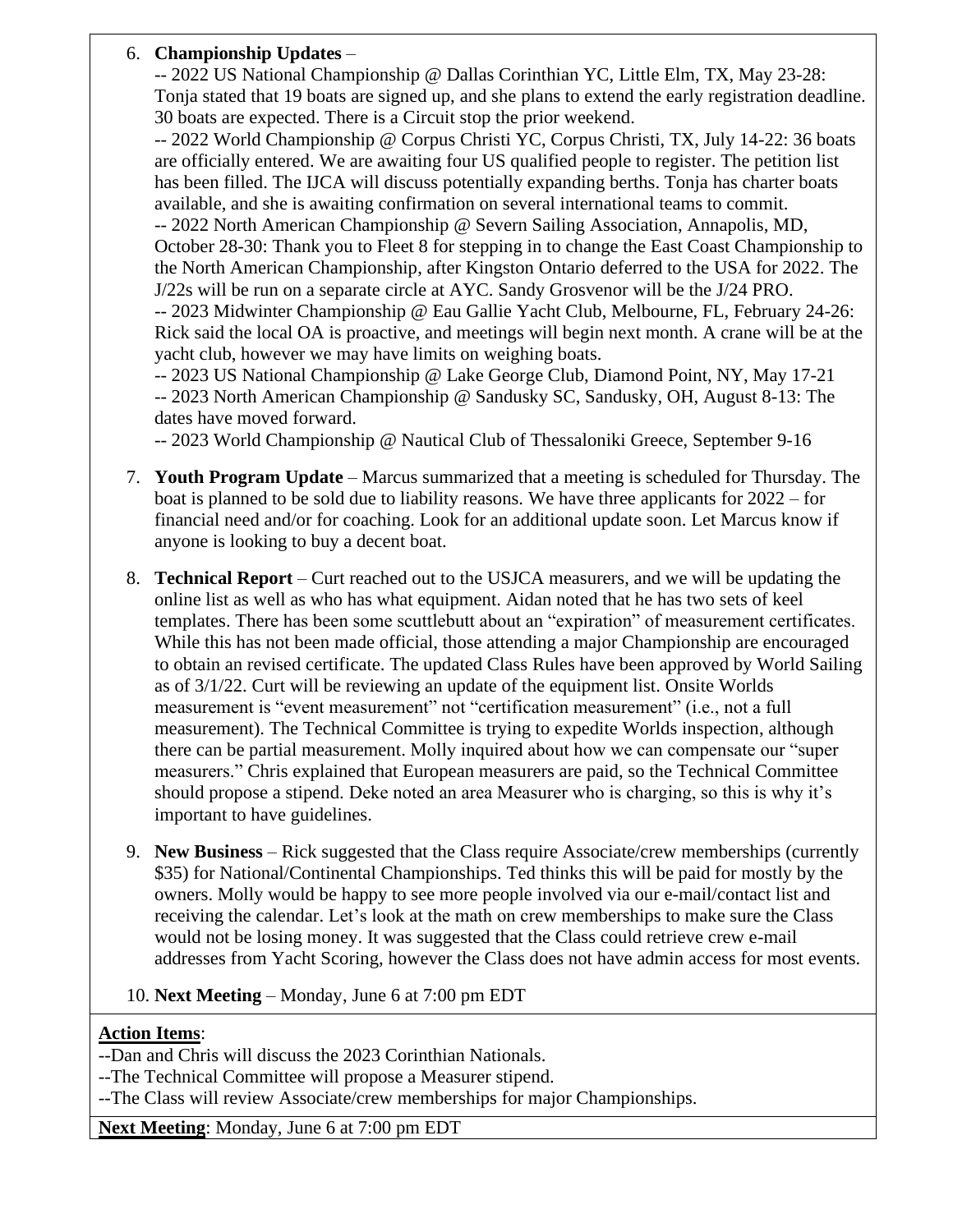6. **Championship Updates** –

   -- 2022 US National Championship @ Dallas Corinthian YC, Little Elm, TX, May 23-28: Tonja stated that 19 boats are signed up, and she plans to extend the early registration deadline. 30 boats are expected. There is a Circuit stop the prior weekend.

   -- 2022 World Championship @ Corpus Christi YC, Corpus Christi, TX, July 14-22: 36 boats are officially entered. We are awaiting four US qualified people to register. The petition list has been filled. The IJCA will discuss potentially expanding berths. Tonja has charter boats available, and she is awaiting confirmation on several international teams to commit.

   -- 2022 North American Championship @ Severn Sailing Association, Annapolis, MD, October 28-30: Thank you to Fleet 8 for stepping in to change the East Coast Championship to the North American Championship, after Kingston Ontario deferred to the USA for 2022. The J/22s will be run on a separate circle at AYC. Sandy Grosvenor will be the J/24 PRO.

   -- 2023 Midwinter Championship @ Eau Gallie Yacht Club, Melbourne, FL, February 24-26: Rick said the local OA is proactive, and meetings will begin next month. A crane will be at the yacht club, however we may have limits on weighing boats.

   -- 2023 US National Championship @ Lake George Club, Diamond Point, NY, May 17-21

   -- 2023 North American Championship @ Sandusky SC, Sandusky, OH, August 8-13: The dates have moved forward.

   -- 2023 World Championship @ Nautical Club of Thessaloniki Greece, September 9-16

7. **Youth Program Update** – Marcus summarized that a meeting is scheduled for Thursday. The boat is planned to be sold due to liability reasons. We have three applicants for 2022 – for financial need and/or for coaching. Look for an additional update soon. Let Marcus know if anyone is looking to buy a decent boat.

8. **Technical Report** – Curt reached out to the USJCA measurers, and we will be updating the online list as well as who has what equipment. Aidan noted that he has two sets of keel templates. There has been some scuttlebutt about an "expiration" of measurement certificates. While this has not been made official, those attending a major Championship are encouraged to obtain an revised certificate. The updated Class Rules have been approved by World Sailing as of 3/1/22. Curt will be reviewing an update of the equipment list. Onsite Worlds measurement is "event measurement" not "certification measurement" (i.e., not a full measurement). The Technical Committee is trying to expedite Worlds inspection, although there can be partial measurement. Molly inquired about how we can compensate our "super measurers." Chris explained that European measurers are paid, so the Technical Committee should propose a stipend. Deke noted an area Measurer who is charging, so this is why it's important to have guidelines.

9. **New Business** – Rick suggested that the Class require Associate/crew memberships (currently $35) for National/Continental Championships. Ted thinks this will be paid for mostly by the owners. Molly would be happy to see more people involved via our e-mail/contact list and receiving the calendar. Let's look at the math on crew memberships to make sure the Class would not be losing money. It was suggested that the Class could retrieve crew e-mail addresses from Yacht Scoring, however the Class does not have admin access for most events.

10. **Next Meeting** – Monday, June 6 at 7:00 pm EDT

**Action Items**:

--Dan and Chris will discuss the 2023 Corinthian Nationals.

--The Technical Committee will propose a Measurer stipend.

--The Class will review Associate/crew memberships for major Championships.

**Next Meeting**: Monday, June 6 at 7:00 pm EDT